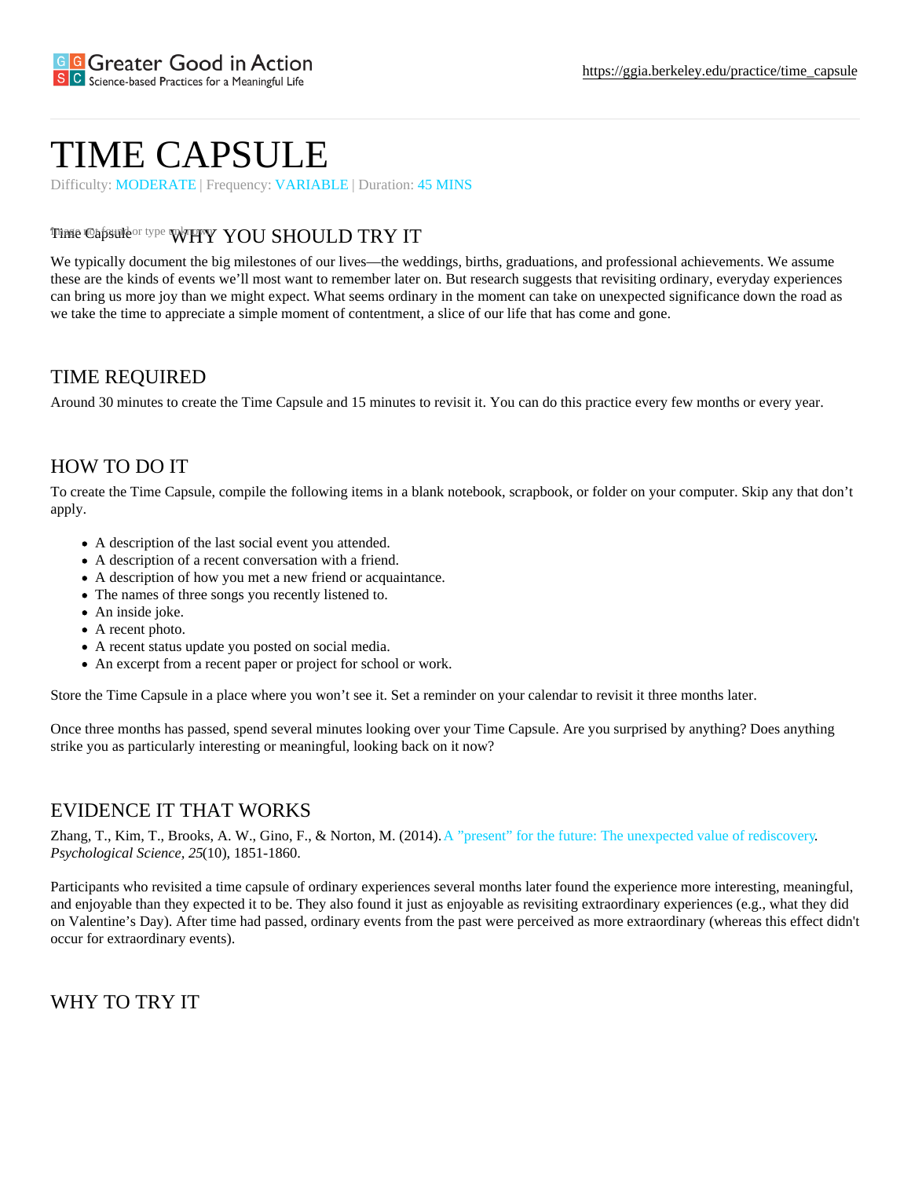# TIME CAPSULE

Difficulty: MODERATE | Frequency: VARIABLE | Duration: 45 MINS

## WHY YOU SHOULD TRY IT

We typically document the big milestones of our lives—the weddings, births, graduations, and professional achievements. We assume these are the kinds of events we'll most want to remember later on. But research suggests that revisiting ordinary, everyday experiences can bring us more joy than we might expect. What seems ordinary in the moment can take on unexpected significance down the road as we take the time to appreciate a simple moment of contentment, a slice of our life that has come and gone.

## TIME REQUIRED

Around 30 minutes to create the Time Capsule and 15 minutes to revisit it. You can do this practice every few months or every year.

## HOW TO DO IT

To create the Time Capsule, compile the following items in a blank notebook, scrapbook, or folder on your computer. Skip any that don't apply.

- A description of the last social event you attended.
- A description of a recent conversation with a friend.
- A description of how you met a new friend or acquaintance.
- The names of three songs you recently listened to.
- An inside joke.
- A recent photo.
- A recent status update you posted on social media.
- An excerpt from a recent paper or project for school or work.

Store the Time Capsule in a place where you won't see it. Set a reminder on your calendar to revisit it three months later.

Once three months has passed, spend several minutes looking over your Time Capsule. Are you surprised by anything? Does anything strike you as particularly interesting or meaningful, looking back on it now?

## EVIDENCE IT THAT WORKS

Zhang, T., Kim, T., Brooks, A. W., Gino, F., & Norton, M. (2014). A "present" for the future: The unexpected value of rediscovery. *Psychological Science, 25*(10), 1851-1860.

Participants who revisited a time capsule of ordinary experiences several months later found the experience more interesting, meaningful, and enjoyable than they expected it to be. They also found it just as enjoyable as revisiting extraordinary experiences (e.g., what they did on Valentine's Day). After time had passed, ordinary events from the past were perceived as more extraordinary (whereas this effect didn't occur for extraordinary events).

## WHY TO TRY IT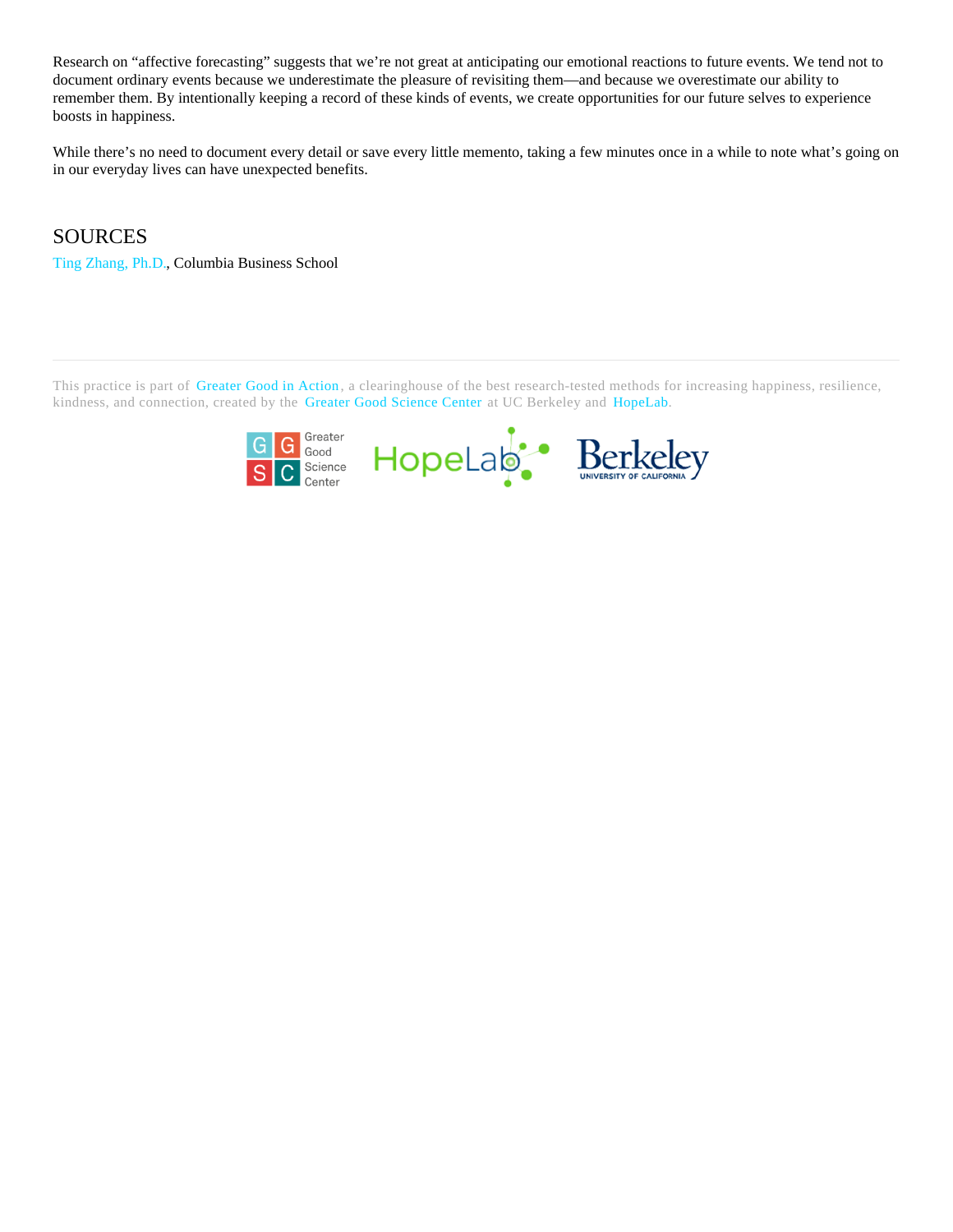Research on "affective forecasting" suggests that we're not great at anticipating our emotional reactions to future events. We tend not to document ordinary events because we underestimate the pleasure of revisiting them—and because we overestimate our ability to remember them. By intentionally keeping a record of these kinds of events, we create opportunities for our future selves to experience boosts in happiness.

While there's no need to document every detail or save every little memento, taking a few minutes once in a while to note what's going on in our everyday lives can have unexpected benefits.

## SOURCES

Ting Zhang, Ph.D., Columbia Business School

---

This practice is part of Greater Good in Action, a clearinghouse of the best research-tested methods for increasing happiness, resilience, kindness, and connection, created by the Greater Good Science Center at UC Berkeley and HopeLab.